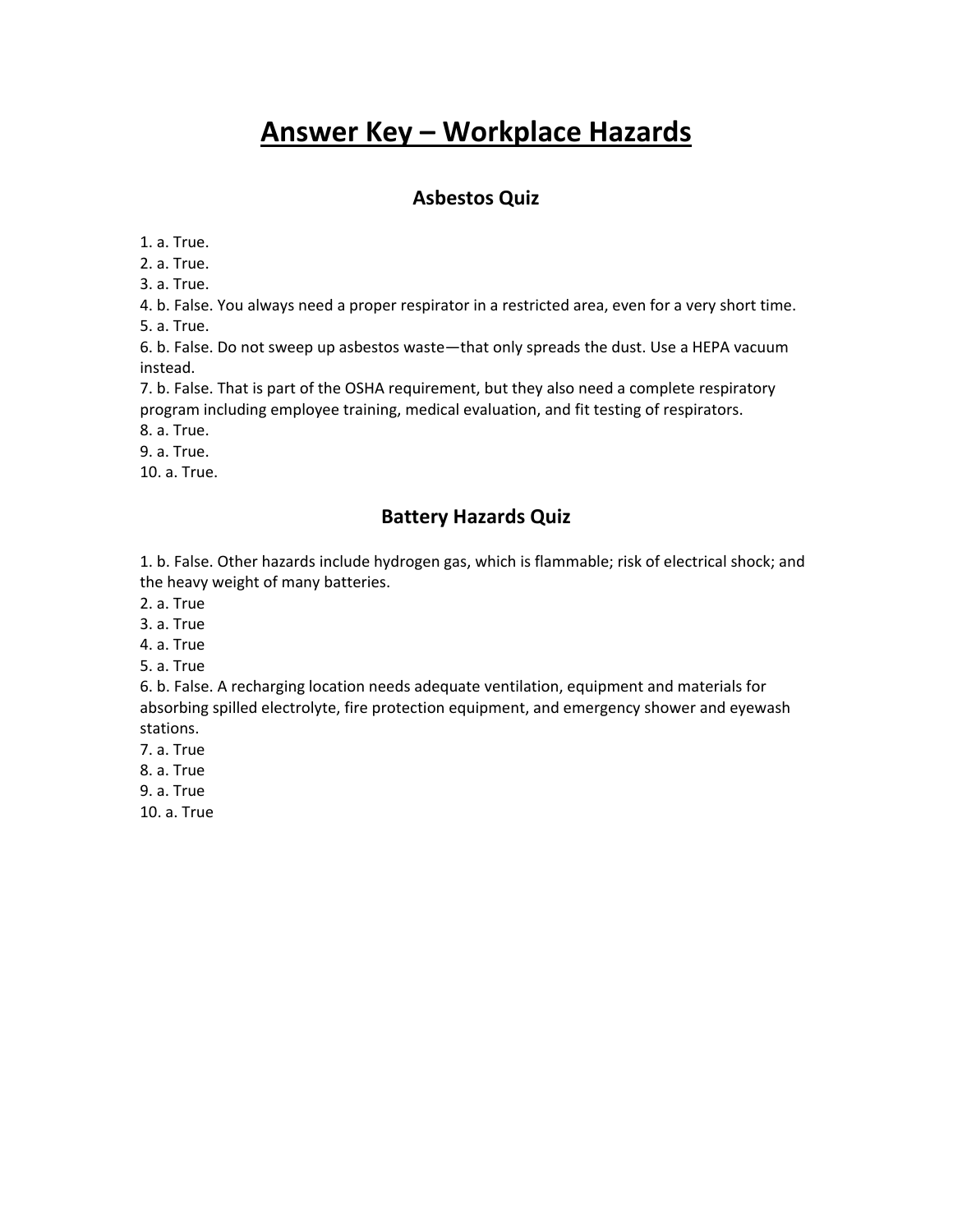# Answer Key – Workplace Hazards

## Asbestos Quiz

1. a. True.
2. a. True.
3. a. True.
4. b. False. You always need a proper respirator in a restricted area, even for a very short time.
5. a. True.
6. b. False. Do not sweep up asbestos waste—that only spreads the dust. Use a HEPA vacuum instead.
7. b. False. That is part of the OSHA requirement, but they also need a complete respiratory program including employee training, medical evaluation, and fit testing of respirators.
8. a. True.
9. a. True.
10. a. True.

## Battery Hazards Quiz

1. b. False. Other hazards include hydrogen gas, which is flammable; risk of electrical shock; and the heavy weight of many batteries.
2. a. True
3. a. True
4. a. True
5. a. True
6. b. False. A recharging location needs adequate ventilation, equipment and materials for absorbing spilled electrolyte, fire protection equipment, and emergency shower and eyewash stations.
7. a. True
8. a. True
9. a. True
10. a. True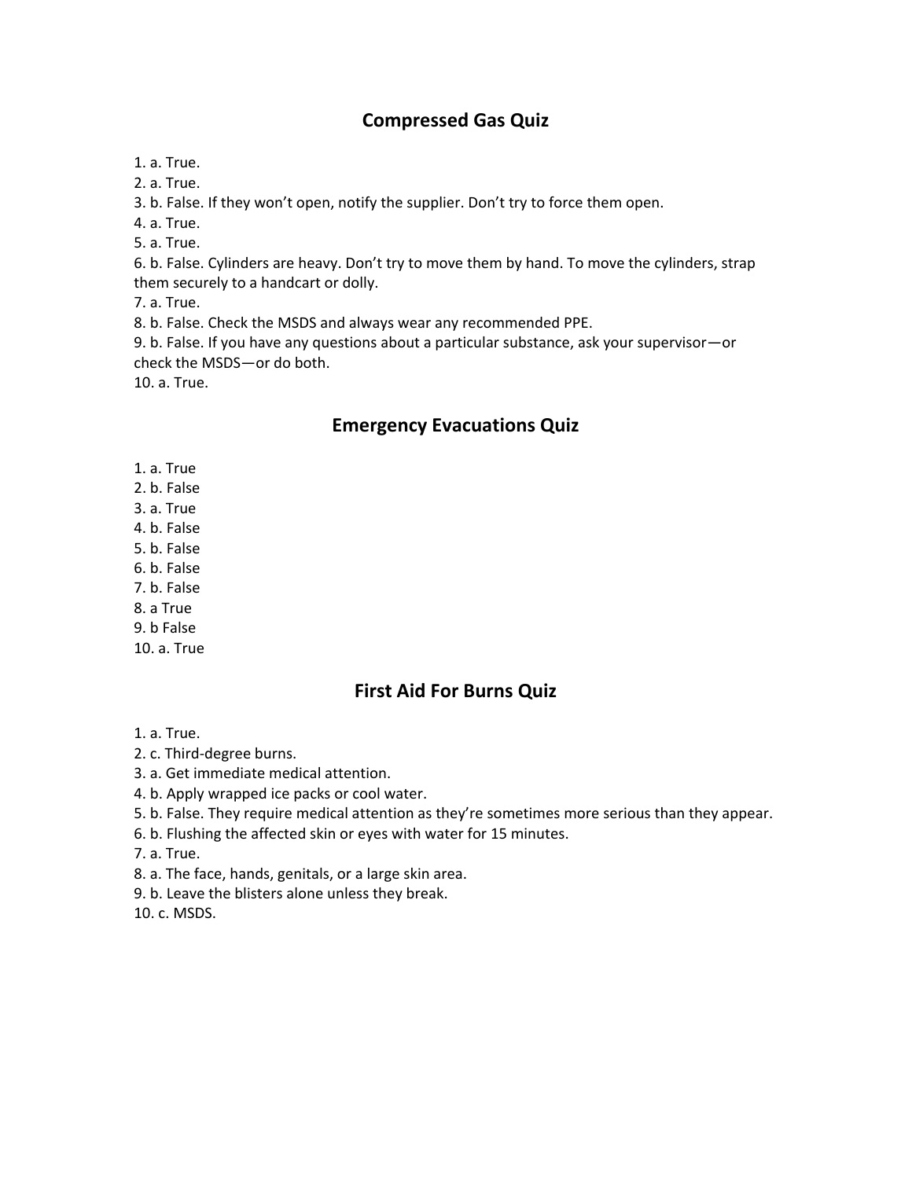## Compressed Gas Quiz

1. a. True.
2. a. True.
3. b. False. If they won't open, notify the supplier. Don't try to force them open.
4. a. True.
5. a. True.
6. b. False. Cylinders are heavy. Don't try to move them by hand. To move the cylinders, strap them securely to a handcart or dolly.
7. a. True.
8. b. False. Check the MSDS and always wear any recommended PPE.
9. b. False. If you have any questions about a particular substance, ask your supervisor—or check the MSDS—or do both.
10. a. True.

## Emergency Evacuations Quiz

1. a. True
2. b. False
3. a. True
4. b. False
5. b. False
6. b. False
7. b. False
8. a True
9. b False
10. a. True

## First Aid For Burns Quiz

1. a. True.
2. c. Third-degree burns.
3. a. Get immediate medical attention.
4. b. Apply wrapped ice packs or cool water.
5. b. False. They require medical attention as they're sometimes more serious than they appear.
6. b. Flushing the affected skin or eyes with water for 15 minutes.
7. a. True.
8. a. The face, hands, genitals, or a large skin area.
9. b. Leave the blisters alone unless they break.
10. c. MSDS.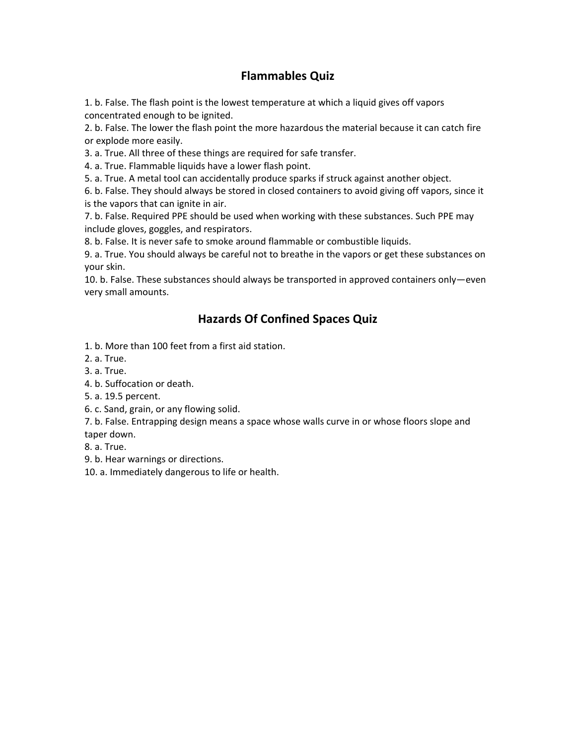## Flammables Quiz

1. b. False. The flash point is the lowest temperature at which a liquid gives off vapors concentrated enough to be ignited.
2. b. False. The lower the flash point the more hazardous the material because it can catch fire or explode more easily.
3. a. True. All three of these things are required for safe transfer.
4. a. True. Flammable liquids have a lower flash point.
5. a. True. A metal tool can accidentally produce sparks if struck against another object.
6. b. False. They should always be stored in closed containers to avoid giving off vapors, since it is the vapors that can ignite in air.
7. b. False. Required PPE should be used when working with these substances. Such PPE may include gloves, goggles, and respirators.
8. b. False. It is never safe to smoke around flammable or combustible liquids.
9. a. True. You should always be careful not to breathe in the vapors or get these substances on your skin.
10. b. False. These substances should always be transported in approved containers only—even very small amounts.

## Hazards Of Confined Spaces Quiz

1. b. More than 100 feet from a first aid station.
2. a. True.
3. a. True.
4. b. Suffocation or death.
5. a. 19.5 percent.
6. c. Sand, grain, or any flowing solid.
7. b. False. Entrapping design means a space whose walls curve in or whose floors slope and taper down.
8. a. True.
9. b. Hear warnings or directions.
10. a. Immediately dangerous to life or health.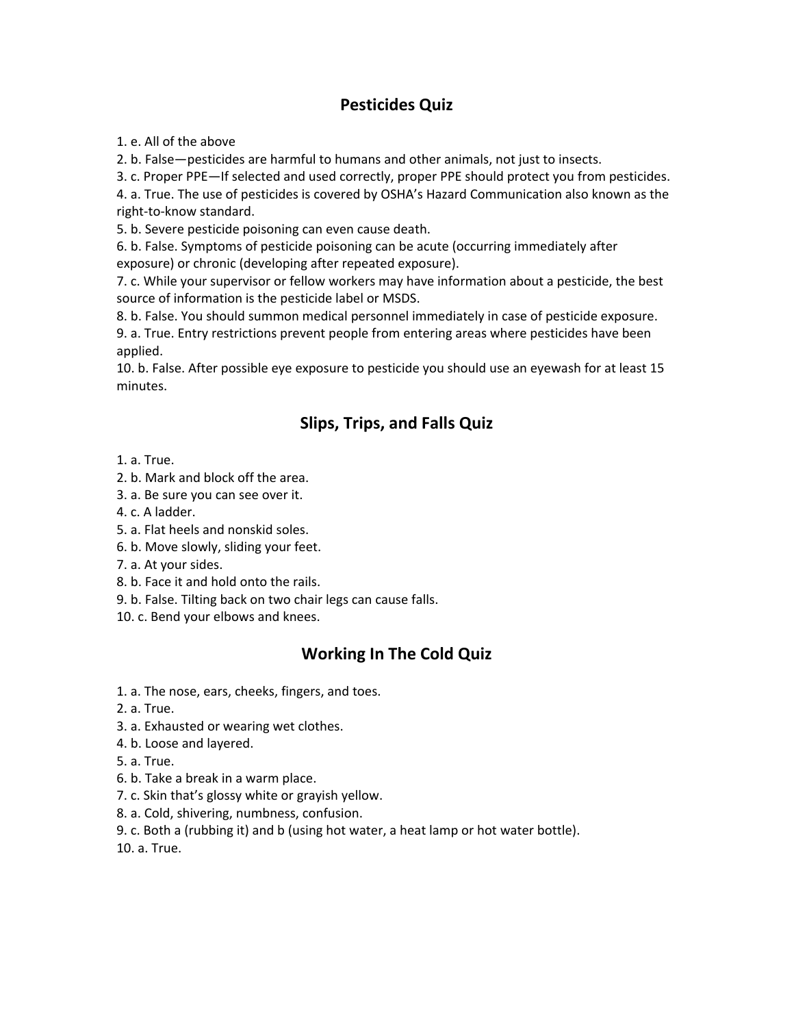## Pesticides Quiz

1. e. All of the above
2. b. False—pesticides are harmful to humans and other animals, not just to insects.
3. c. Proper PPE—If selected and used correctly, proper PPE should protect you from pesticides.
4. a. True. The use of pesticides is covered by OSHA's Hazard Communication also known as the right-to-know standard.
5. b. Severe pesticide poisoning can even cause death.
6. b. False. Symptoms of pesticide poisoning can be acute (occurring immediately after exposure) or chronic (developing after repeated exposure).
7. c. While your supervisor or fellow workers may have information about a pesticide, the best source of information is the pesticide label or MSDS.
8. b. False. You should summon medical personnel immediately in case of pesticide exposure.
9. a. True. Entry restrictions prevent people from entering areas where pesticides have been applied.
10. b. False. After possible eye exposure to pesticide you should use an eyewash for at least 15 minutes.

## Slips, Trips, and Falls Quiz

1. a. True.
2. b. Mark and block off the area.
3. a. Be sure you can see over it.
4. c. A ladder.
5. a. Flat heels and nonskid soles.
6. b. Move slowly, sliding your feet.
7. a. At your sides.
8. b. Face it and hold onto the rails.
9. b. False. Tilting back on two chair legs can cause falls.
10. c. Bend your elbows and knees.

## Working In The Cold Quiz

1. a. The nose, ears, cheeks, fingers, and toes.
2. a. True.
3. a. Exhausted or wearing wet clothes.
4. b. Loose and layered.
5. a. True.
6. b. Take a break in a warm place.
7. c. Skin that's glossy white or grayish yellow.
8. a. Cold, shivering, numbness, confusion.
9. c. Both a (rubbing it) and b (using hot water, a heat lamp or hot water bottle).
10. a. True.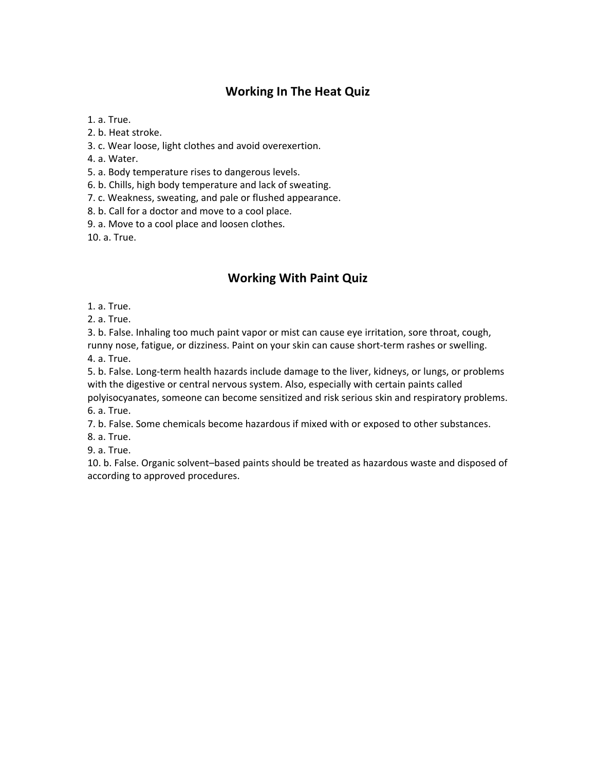## Working In The Heat Quiz

1. a. True.
2. b. Heat stroke.
3. c. Wear loose, light clothes and avoid overexertion.
4. a. Water.
5. a. Body temperature rises to dangerous levels.
6. b. Chills, high body temperature and lack of sweating.
7. c. Weakness, sweating, and pale or flushed appearance.
8. b. Call for a doctor and move to a cool place.
9. a. Move to a cool place and loosen clothes.
10. a. True.

## Working With Paint Quiz

1. a. True.
2. a. True.
3. b. False. Inhaling too much paint vapor or mist can cause eye irritation, sore throat, cough, runny nose, fatigue, or dizziness. Paint on your skin can cause short-term rashes or swelling.
4. a. True.
5. b. False. Long-term health hazards include damage to the liver, kidneys, or lungs, or problems with the digestive or central nervous system. Also, especially with certain paints called polyisocyanates, someone can become sensitized and risk serious skin and respiratory problems.
6. a. True.
7. b. False. Some chemicals become hazardous if mixed with or exposed to other substances.
8. a. True.
9. a. True.
10. b. False. Organic solvent–based paints should be treated as hazardous waste and disposed of according to approved procedures.